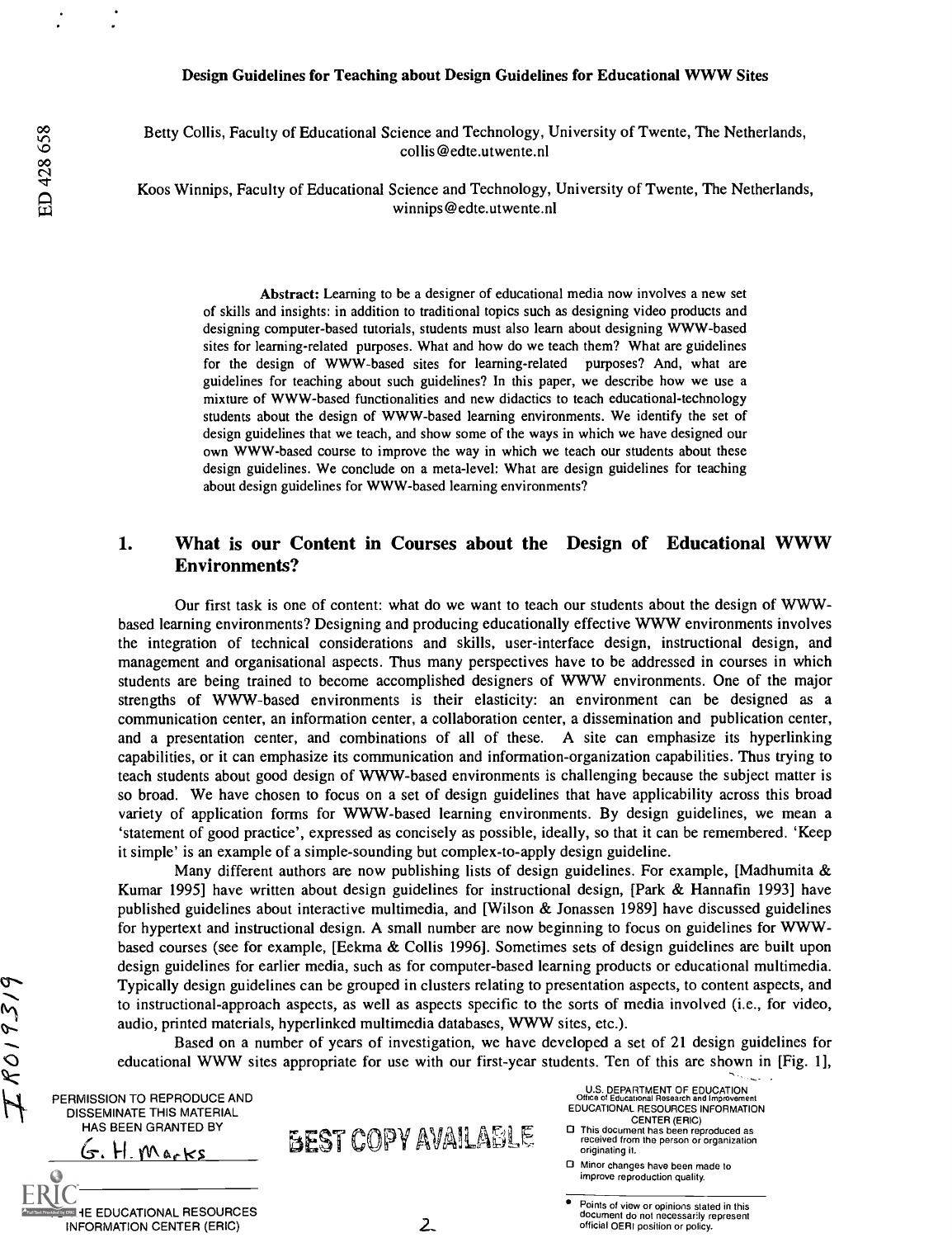**Design Guidelines for Teaching about Design Guidelines for Educational WWW Sites**

Betty Collis, Faculty of Educational Science and Technology, University of Twente, The Netherlands, collis@edte.utwente.nl

Koos Winnips, Faculty of Educational Science and Technology, University of Twente, The Netherlands, winnips@edte.utwente.nl

**Abstract:** Learning to be a designer of educational media now involves a new set of skills and insights: in addition to traditional topics such as designing video products and designing computer-based tutorials, students must also learn about designing WWW-based sites for learning-related purposes. What and how do we teach them? What are guidelines for the design of WWW-based sites for learning-related purposes? And, what are guidelines for teaching about such guidelines? In this paper, we describe how we use a mixture of WWW-based functionalities and new didactics to teach educational-technology students about the design of WWW-based learning environments. We identify the set of design guidelines that we teach, and show some of the ways in which we have designed our own WWW-based course to improve the way in which we teach our students about these design guidelines. We conclude on a meta-level: What are design guidelines for teaching about design guidelines for WWW-based learning environments?

## 1. What is our Content in Courses about the Design of Educational WWW Environments?

Our first task is one of content: what do we want to teach our students about the design of WWW-based learning environments? Designing and producing educationally effective WWW environments involves the integration of technical considerations and skills, user-interface design, instructional design, and management and organisational aspects. Thus many perspectives have to be addressed in courses in which students are being trained to become accomplished designers of WWW environments. One of the major strengths of WWW-based environments is their elasticity: an environment can be designed as a communication center, an information center, a collaboration center, a dissemination and publication center, and a presentation center, and combinations of all of these. A site can emphasize its hyperlinking capabilities, or it can emphasize its communication and information-organization capabilities. Thus trying to teach students about good design of WWW-based environments is challenging because the subject matter is so broad. We have chosen to focus on a set of design guidelines that have applicability across this broad variety of application forms for WWW-based learning environments. By design guidelines, we mean a 'statement of good practice', expressed as concisely as possible, ideally, so that it can be remembered. 'Keep it simple' is an example of a simple-sounding but complex-to-apply design guideline.

Many different authors are now publishing lists of design guidelines. For example, [Madhumita & Kumar 1995] have written about design guidelines for instructional design, [Park & Hannafin 1993] have published guidelines about interactive multimedia, and [Wilson & Jonassen 1989] have discussed guidelines for hypertext and instructional design. A small number are now beginning to focus on guidelines for WWW-based courses (see for example, [Eekma & Collis 1996]. Sometimes sets of design guidelines are built upon design guidelines for earlier media, such as for computer-based learning products or educational multimedia. Typically design guidelines can be grouped in clusters relating to presentation aspects, to content aspects, and to instructional-approach aspects, as well as aspects specific to the sorts of media involved (i.e., for video, audio, printed materials, hyperlinked multimedia databases, WWW sites, etc.).

Based on a number of years of investigation, we have developed a set of 21 design guidelines for educational WWW sites appropriate for use with our first-year students. Ten of this are shown in [Fig. 1],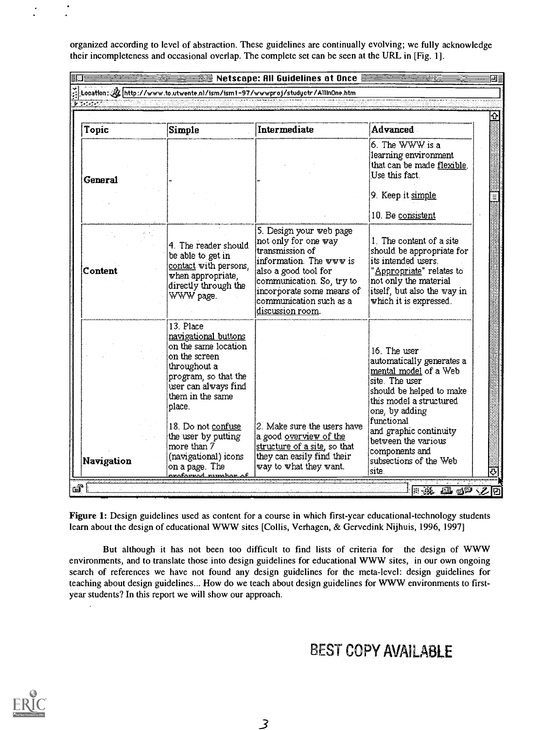organized according to level of abstraction. These guidelines are continually evolving; we fully acknowledge their incompleteness and occasional overlap. The complete set can be seen at the URL in [Fig. 1].

Netscape: All Guidelines at Once

Location: http://www.to.utwente.nl/ism/ism1-97/wwwproj/studyctr/AllInOne.htm

| Topic | Simple | Intermediate | Advanced |
|---|---|---|---|
| General | - | - | 6. The WWW is a learning environment that can be made flexible. Use this fact.<br><br>9. Keep it simple<br><br>10. Be consistent |
| Content | 4. The reader should be able to get in contact with persons, when appropriate, directly through the WWW page. | 5. Design your web page not only for one way transmission of information. The www is also a good tool for communication. So, try to incorporate some means of communication such as a discussion room. | 1. The content of a site should be appropriate for its intended users. "Appropriate" relates to not only the material itself, but also the way in which it is expressed. |
| Navigation | 13. Place navigational buttons on the same location on the screen throughout a program, so that the user can always find them in the same place.<br><br>18. Do not confuse the user by putting more than 7 (navigational) icons on a page. The preferred number of | 2. Make sure the users have a good overview of the structure of a site, so that they can easily find their way to what they want. | 16. The user automatically generates a mental model of a Web site. The user should be helped to make this model a structured one, by adding functional and graphic continuity between the various components and subsections of the Web site. |

**Figure 1:** Design guidelines used as content for a course in which first-year educational-technology students learn about the design of educational WWW sites [Collis, Verhagen, & Gervedink Nijhuis, 1996, 1997]

But although it has not been too difficult to find lists of criteria for the design of WWW environments, and to translate those into design guidelines for educational WWW sites, in our own ongoing search of references we have not found any design guidelines for the meta-level: design guidelines for teaching about design guidelines... How do we teach about design guidelines for WWW environments to first-year students? In this report we will show our approach.

BEST COPY AVAILABLE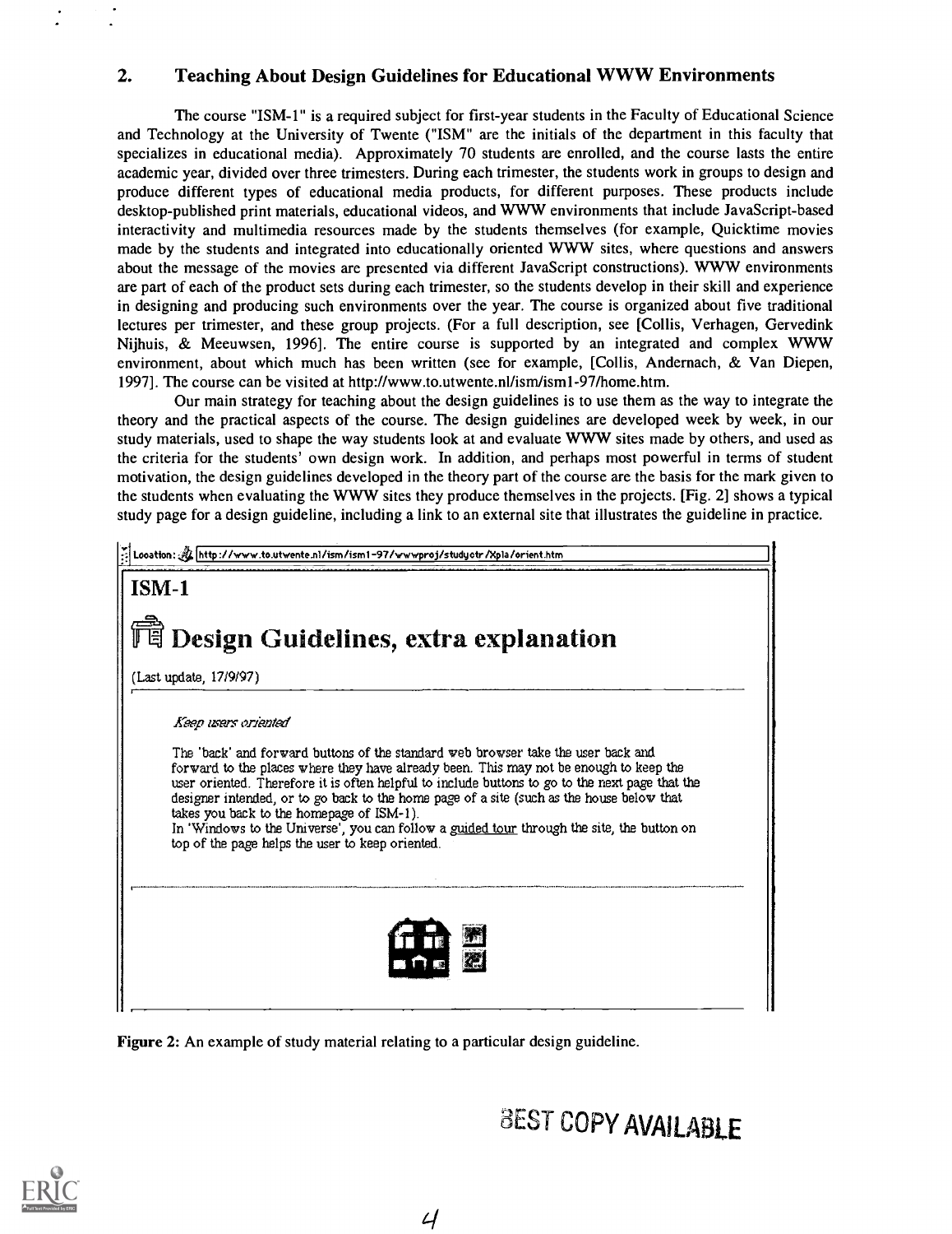## 2. Teaching About Design Guidelines for Educational WWW Environments

The course "ISM-1" is a required subject for first-year students in the Faculty of Educational Science and Technology at the University of Twente ("ISM" are the initials of the department in this faculty that specializes in educational media). Approximately 70 students are enrolled, and the course lasts the entire academic year, divided over three trimesters. During each trimester, the students work in groups to design and produce different types of educational media products, for different purposes. These products include desktop-published print materials, educational videos, and WWW environments that include JavaScript-based interactivity and multimedia resources made by the students themselves (for example, Quicktime movies made by the students and integrated into educationally oriented WWW sites, where questions and answers about the message of the movies are presented via different JavaScript constructions). WWW environments are part of each of the product sets during each trimester, so the students develop in their skill and experience in designing and producing such environments over the year. The course is organized about five traditional lectures per trimester, and these group projects. (For a full description, see [Collis, Verhagen, Gervedink Nijhuis, & Meeuwsen, 1996]. The entire course is supported by an integrated and complex WWW environment, about which much has been written (see for example, [Collis, Andernach, & Van Diepen, 1997]. The course can be visited at http://www.to.utwente.nl/ism/ism1-97/home.htm.

Our main strategy for teaching about the design guidelines is to use them as the way to integrate the theory and the practical aspects of the course. The design guidelines are developed week by week, in our study materials, used to shape the way students look at and evaluate WWW sites made by others, and used as the criteria for the students' own design work. In addition, and perhaps most powerful in terms of student motivation, the design guidelines developed in the theory part of the course are the basis for the mark given to the students when evaluating the WWW sites they produce themselves in the projects. [Fig. 2] shows a typical study page for a design guideline, including a link to an external site that illustrates the guideline in practice.

Location: http://www.to.utwente.nl/ism/ism1-97/wwwproj/studyctr/Xpla/orient.htm

**ISM-1**

**Design Guidelines, extra explanation**

(Last update, 17/9/97)

*Keep users oriented*

The 'back' and forward buttons of the standard web browser take the user back and forward to the places where they have already been. This may not be enough to keep the user oriented. Therefore it is often helpful to include buttons to go to the next page that the designer intended, or to go back to the home page of a site (such as the house below that takes you back to the homepage of ISM-1).
In 'Windows to the Universe', you can follow a guided tour through the site, the button on top of the page helps the user to keep oriented.

**Figure 2:** An example of study material relating to a particular design guideline.

BEST COPY AVAILABLE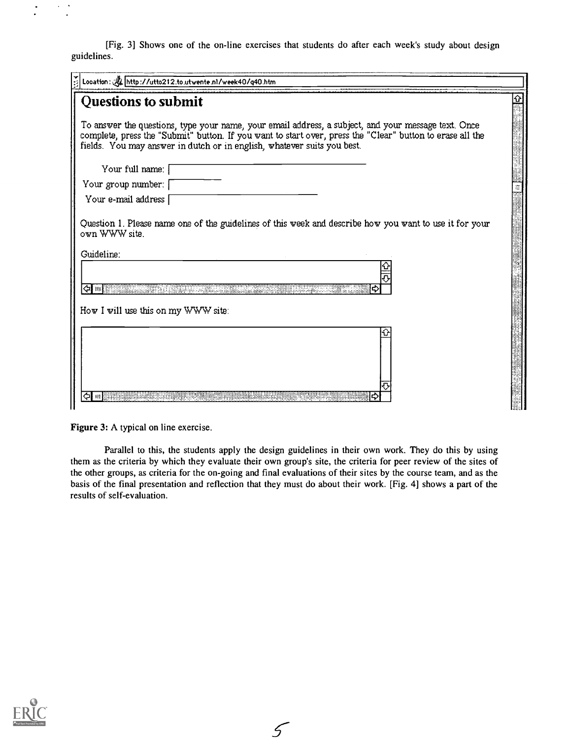[Fig. 3] Shows one of the on-line exercises that students do after each week's study about design guidelines.

Location: http://utto212.to.utwente.nl/week40/q40.htm

## Questions to submit

To answer the questions, type your name, your email address, a subject, and your message text. Once complete, press the "Submit" button. If you want to start over, press the "Clear" button to erase all the fields. You may answer in dutch or in english, whatever suits you best.

Your full name:

Your group number:

Your e-mail address

Question 1. Please name one of the guidelines of this week and describe how you want to use it for your own WWW site.

Guideline:

How I will use this on my WWW site:

**Figure 3:** A typical on line exercise.

Parallel to this, the students apply the design guidelines in their own work. They do this by using them as the criteria by which they evaluate their own group's site, the criteria for peer review of the sites of the other groups, as criteria for the on-going and final evaluations of their sites by the course team, and as the basis of the final presentation and reflection that they must do about their work. [Fig. 4] shows a part of the results of self-evaluation.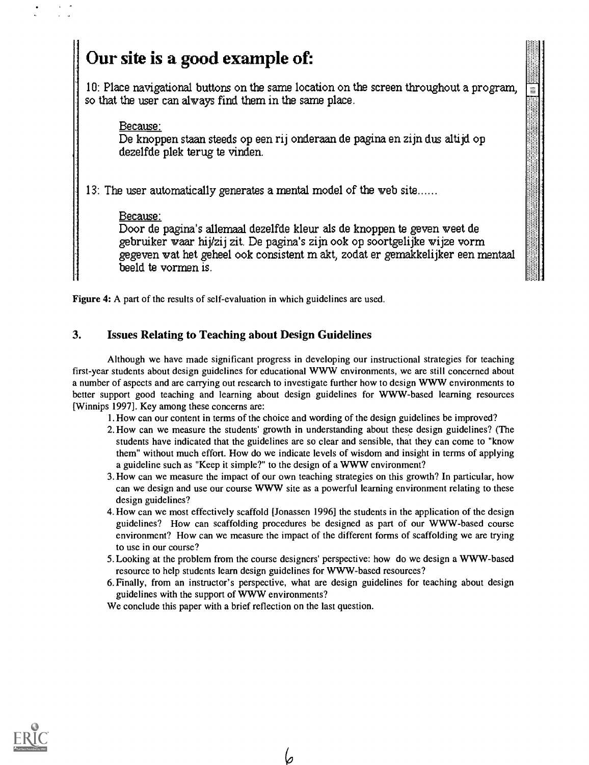## Our site is a good example of:

10: Place navigational buttons on the same location on the screen throughout a program, so that the user can always find them in the same place.

Because:
De knoppen staan steeds op een rij onderaan de pagina en zijn dus altijd op dezelfde plek terug te vinden.

13: The user automatically generates a mental model of the web site......

Because:
Door de pagina's allemaal dezelfde kleur als de knoppen te geven weet de gebruiker waar hij/zij zit. De pagina's zijn ook op soortgelijke wijze vorm gegeven wat het geheel ook consistent m akt, zodat er gemakkelijker een mentaal beeld te vormen is.

**Figure 4:** A part of the results of self-evaluation in which guidelines are used.

### 3. Issues Relating to Teaching about Design Guidelines

Although we have made significant progress in developing our instructional strategies for teaching first-year students about design guidelines for educational WWW environments, we are still concerned about a number of aspects and are carrying out research to investigate further how to design WWW environments to better support good teaching and learning about design guidelines for WWW-based learning resources [Winnips 1997]. Key among these concerns are:

1. How can our content in terms of the choice and wording of the design guidelines be improved?
2. How can we measure the students' growth in understanding about these design guidelines? (The students have indicated that the guidelines are so clear and sensible, that they can come to "know them" without much effort. How do we indicate levels of wisdom and insight in terms of applying a guideline such as "Keep it simple?" to the design of a WWW environment?
3. How can we measure the impact of our own teaching strategies on this growth? In particular, how can we design and use our course WWW site as a powerful learning environment relating to these design guidelines?
4. How can we most effectively scaffold [Jonassen 1996] the students in the application of the design guidelines? How can scaffolding procedures be designed as part of our WWW-based course environment? How can we measure the impact of the different forms of scaffolding we are trying to use in our course?
5. Looking at the problem from the course designers' perspective: how do we design a WWW-based resource to help students learn design guidelines for WWW-based resources?
6. Finally, from an instructor's perspective, what are design guidelines for teaching about design guidelines with the support of WWW environments?

We conclude this paper with a brief reflection on the last question.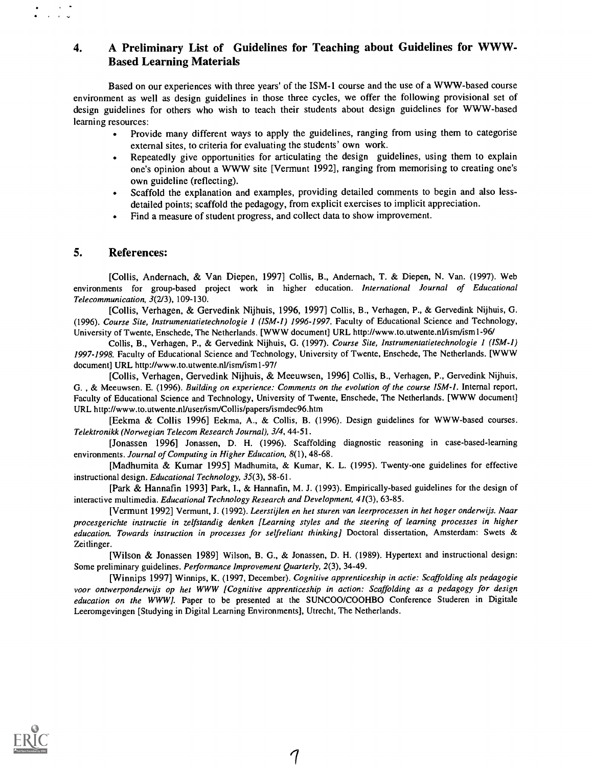## 4. A Preliminary List of Guidelines for Teaching about Guidelines for WWW-Based Learning Materials

Based on our experiences with three years' of the ISM-1 course and the use of a WWW-based course environment as well as design guidelines in those three cycles, we offer the following provisional set of design guidelines for others who wish to teach their students about design guidelines for WWW-based learning resources:

- Provide many different ways to apply the guidelines, ranging from using them to categorise external sites, to criteria for evaluating the students' own work.
- Repeatedly give opportunities for articulating the design guidelines, using them to explain one's opinion about a WWW site [Vermunt 1992], ranging from memorising to creating one's own guideline (reflecting).
- Scaffold the explanation and examples, providing detailed comments to begin and also less-detailed points; scaffold the pedagogy, from explicit exercises to implicit appreciation.
- Find a measure of student progress, and collect data to show improvement.

## 5. References:

[Collis, Andernach, & Van Diepen, 1997] Collis, B., Andernach, T. & Diepen, N. Van. (1997). Web environments for group-based project work in higher education. *International Journal of Educational Telecommunication, 3*(2/3), 109-130.

[Collis, Verhagen, & Gervedink Nijhuis, 1996, 1997] Collis, B., Verhagen, P., & Gervedink Nijhuis, G. (1996). *Course Site, Instrumentatietechnologie 1 (ISM-1) 1996-1997.* Faculty of Educational Science and Technology, University of Twente, Enschede, The Netherlands. [WWW document] URL http://www.to.utwente.nl/ism/ism1-96/

Collis, B., Verhagen, P., & Gervedink Nijhuis, G. (1997). *Course Site, Instrumentatietechnologie 1 (ISM-1) 1997-1998.* Faculty of Educational Science and Technology, University of Twente, Enschede, The Netherlands. [WWW document] URL http://www.to.utwente.nl/ism/ism1-97/

[Collis, Verhagen, Gervedink Nijhuis, & Meeuwsen, 1996] Collis, B., Verhagen, P., Gervedink Nijhuis, G. , & Meeuwsen. E. (1996). *Building on experience: Comments on the evolution of the course ISM-1.* Internal report, Faculty of Educational Science and Technology, University of Twente, Enschede, The Netherlands. [WWW document] URL http://www.to.utwente.nl/user/ism/Collis/papers/ismdec96.htm

[Eekma & Collis 1996] Eekma, A., & Collis, B. (1996). Design guidelines for WWW-based courses. *Telektronikk (Norwegian Telecom Research Journal), 3/4*, 44-51.

[Jonassen 1996] Jonassen, D. H. (1996). Scaffolding diagnostic reasoning in case-based-learning environments. *Journal of Computing in Higher Education, 8*(1), 48-68.

[Madhumita & Kumar 1995] Madhumita, & Kumar, K. L. (1995). Twenty-one guidelines for effective instructional design. *Educational Technology, 35*(3), 58-61.

[Park & Hannafin 1993] Park, I., & Hannafin, M. J. (1993). Empirically-based guidelines for the design of interactive multimedia. *Educational Technology Research and Development, 41*(3), 63-85.

[Vermunt 1992] Vermunt, J. (1992). *Leerstijlen en het sturen van leerprocessen in het hoger onderwijs. Naar procesgerichte instructie in zelfstandig denken [Learning styles and the steering of learning processes in higher education. Towards instruction in processes for selfreliant thinking]* Doctoral dissertation, Amsterdam: Swets & Zeitlinger.

[Wilson & Jonassen 1989] Wilson, B. G., & Jonassen, D. H. (1989). Hypertext and instructional design: Some preliminary guidelines. *Performance Improvement Quarterly, 2*(3), 34-49.

[Winnips 1997] Winnips, K. (1997, December). *Cognitive apprenticeship in actie: Scaffolding als pedagogie voor ontwerponderwijs op het WWW [Cognitive apprenticeship in action: Scaffolding as a pedagogy for design education on the WWW].* Paper to be presented at the SUNCOO/COOHBO Conference Studeren in Digitale Leeromgevingen [Studying in Digital Learning Environments], Utrecht, The Netherlands.